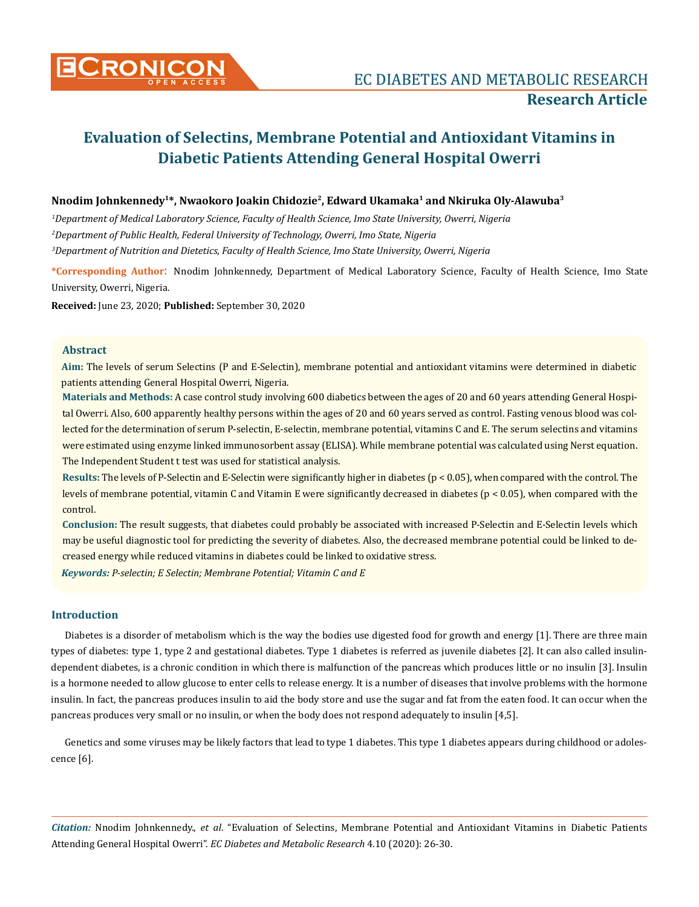# Evaluation of Selectins, Membrane Potential and Antioxidant Vitamins in Diabetic Patients Attending General Hospital Owerri

**Nnodim Johnkennedy[1]*, Nwaokoro Joakin Chidozie[2], Edward Ukamaka[1] and Nkiruka Oly-Alawuba[3]**

*[1]Department of Medical Laboratory Science, Faculty of Health Science, Imo State University, Owerri, Nigeria*

*[2]Department of Public Health, Federal University of Technology, Owerri, Imo State, Nigeria*

*[3]Department of Nutrition and Dietetics, Faculty of Health Science, Imo State University, Owerri, Nigeria*

**\*Corresponding Author**: Nnodim Johnkennedy, Department of Medical Laboratory Science, Faculty of Health Science, Imo State University, Owerri, Nigeria.

**Received:** June 23, 2020; **Published:** September 30, 2020

## Abstract

**Aim:** The levels of serum Selectins (P and E-Selectin), membrane potential and antioxidant vitamins were determined in diabetic patients attending General Hospital Owerri, Nigeria.

**Materials and Methods:** A case control study involving 600 diabetics between the ages of 20 and 60 years attending General Hospital Owerri. Also, 600 apparently healthy persons within the ages of 20 and 60 years served as control. Fasting venous blood was collected for the determination of serum P-selectin, E-selectin, membrane potential, vitamins C and E. The serum selectins and vitamins were estimated using enzyme linked immunosorbent assay (ELISA). While membrane potential was calculated using Nerst equation. The Independent Student t test was used for statistical analysis.

**Results:** The levels of P-Selectin and E-Selectin were significantly higher in diabetes ($p < 0.05$), when compared with the control. The levels of membrane potential, vitamin C and Vitamin E were significantly decreased in diabetes ($p < 0.05$), when compared with the control.

**Conclusion:** The result suggests, that diabetes could probably be associated with increased P-Selectin and E-Selectin levels which may be useful diagnostic tool for predicting the severity of diabetes. Also, the decreased membrane potential could be linked to decreased energy while reduced vitamins in diabetes could be linked to oxidative stress.

***Keywords:*** *P-selectin; E Selectin; Membrane Potential; Vitamin C and E*

## Introduction

Diabetes is a disorder of metabolism which is the way the bodies use digested food for growth and energy [1]. There are three main types of diabetes: type 1, type 2 and gestational diabetes. Type 1 diabetes is referred as juvenile diabetes [2]. It can also called insulin-dependent diabetes, is a chronic condition in which there is malfunction of the pancreas which produces little or no insulin [3]. Insulin is a hormone needed to allow glucose to enter cells to release energy. It is a number of diseases that involve problems with the hormone insulin. In fact, the pancreas produces insulin to aid the body store and use the sugar and fat from the eaten food. It can occur when the pancreas produces very small or no insulin, or when the body does not respond adequately to insulin [4,5].

Genetics and some viruses may be likely factors that lead to type 1 diabetes. This type 1 diabetes appears during childhood or adolescence [6].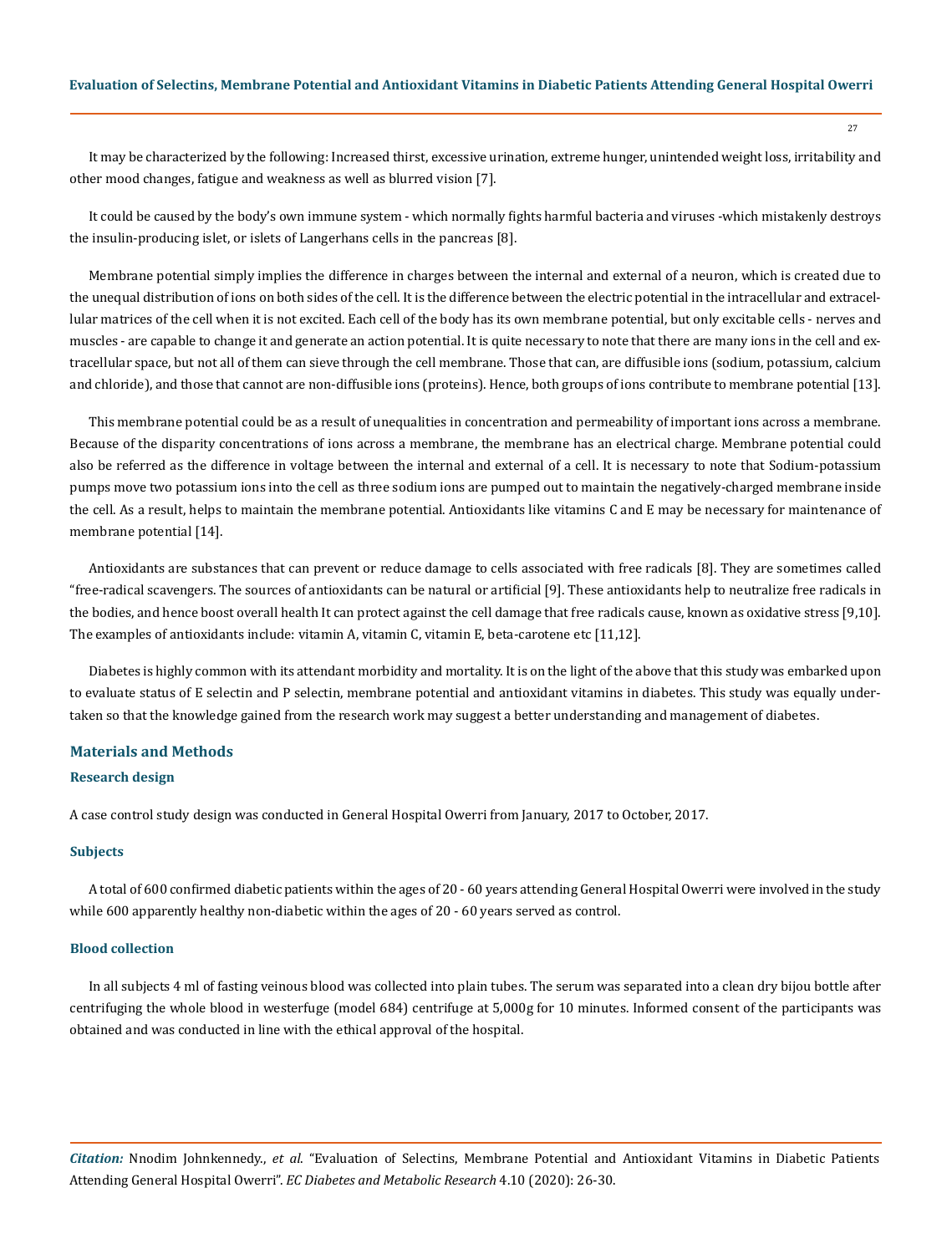It may be characterized by the following: Increased thirst, excessive urination, extreme hunger, unintended weight loss, irritability and other mood changes, fatigue and weakness as well as blurred vision [7].

It could be caused by the body's own immune system - which normally fights harmful bacteria and viruses -which mistakenly destroys the insulin-producing islet, or islets of Langerhans cells in the pancreas [8].

Membrane potential simply implies the difference in charges between the internal and external of a neuron, which is created due to the unequal distribution of ions on both sides of the cell. It is the difference between the electric potential in the intracellular and extracellular matrices of the cell when it is not excited. Each cell of the body has its own membrane potential, but only excitable cells - nerves and muscles - are capable to change it and generate an action potential. It is quite necessary to note that there are many ions in the cell and extracellular space, but not all of them can sieve through the cell membrane. Those that can, are diffusible ions (sodium, potassium, calcium and chloride), and those that cannot are non-diffusible ions (proteins). Hence, both groups of ions contribute to membrane potential [13].

This membrane potential could be as a result of unequalities in concentration and permeability of important ions across a membrane. Because of the disparity concentrations of ions across a membrane, the membrane has an electrical charge. Membrane potential could also be referred as the difference in voltage between the internal and external of a cell. It is necessary to note that Sodium-potassium pumps move two potassium ions into the cell as three sodium ions are pumped out to maintain the negatively-charged membrane inside the cell. As a result, helps to maintain the membrane potential. Antioxidants like vitamins C and E may be necessary for maintenance of membrane potential [14].

Antioxidants are substances that can prevent or reduce damage to cells associated with free radicals [8]. They are sometimes called "free-radical scavengers. The sources of antioxidants can be natural or artificial [9]. These antioxidants helps to neutralize free radicals in the bodies, and hence boost overall health It can protect against the cell damage that free radicals cause, known as oxidative stress [9,10]. The examples of antioxidants include: vitamin A, vitamin C, vitamin E, beta-carotene etc [11,12].

Diabetes is highly common with its attendant morbidity and mortality. It is on the light of the above that this study was embarked upon to evaluate status of E selectin and P selectin, membrane potential and antioxidant vitamins in diabetes. This study was equally undertaken so that the knowledge gained from the research work may suggest a better understanding and management of diabetes.

## Materials and Methods

### Research design

A case control study design was conducted in General Hospital Owerri from January, 2017 to October, 2017.

### Subjects

A total of 600 confirmed diabetic patients within the ages of 20 - 60 years attending General Hospital Owerri were involved in the study while 600 apparently healthy non-diabetic within the ages of 20 - 60 years served as control.

### Blood collection

In all subjects 4 ml of fasting veinous blood was collected into plain tubes. The serum was separated into a clean dry bijou bottle after centrifuging the whole blood in westerfuge (model 684) centrifuge at 5,000g for 10 minutes. Informed consent of the participants was obtained and was conducted in line with the ethical approval of the hospital.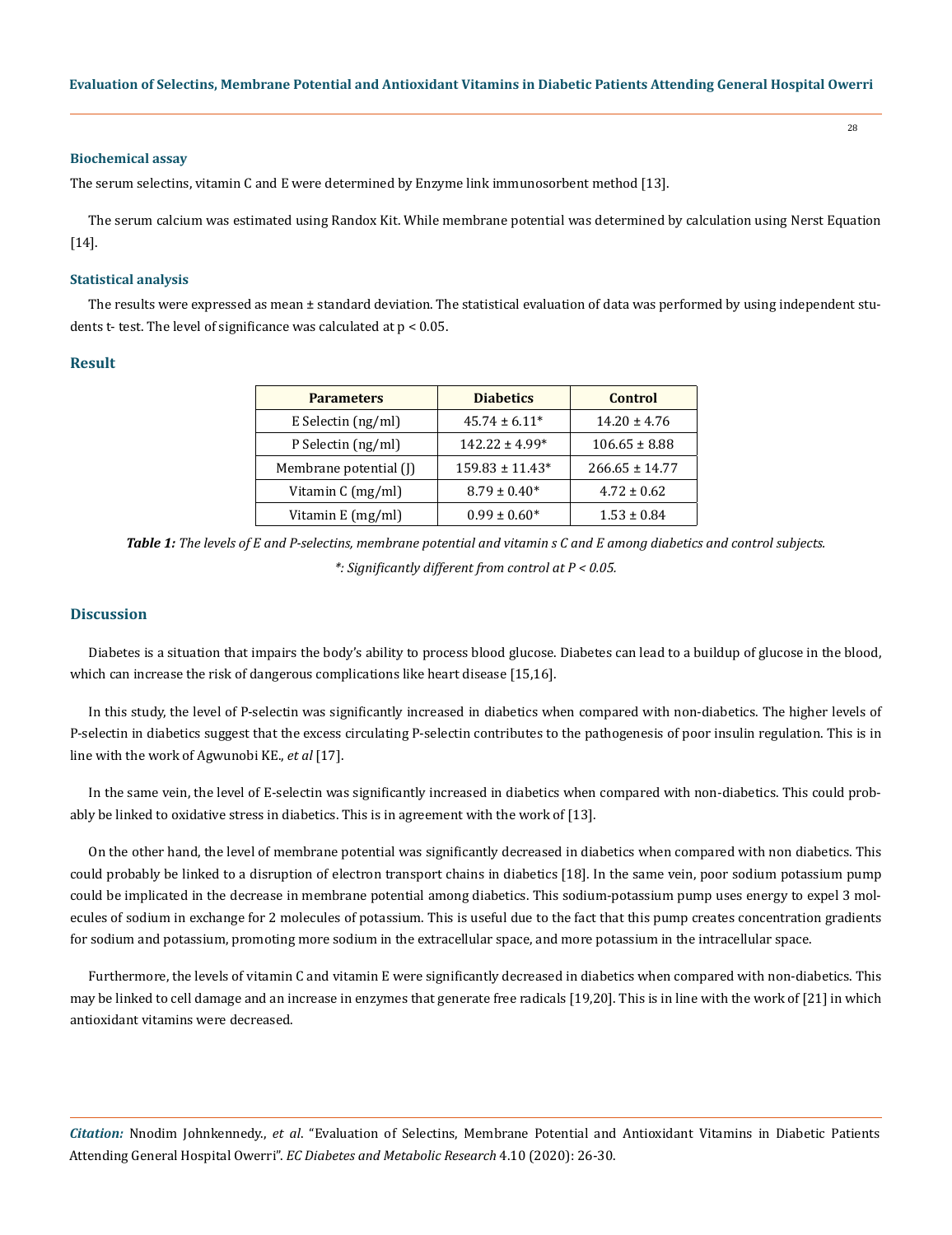### Biochemical assay

The serum selectins, vitamin C and E were determined by Enzyme link immunosorbent method [13].

The serum calcium was estimated using Randox Kit. While membrane potential was determined by calculation using Nerst Equation [14].

### Statistical analysis

The results were expressed as mean ± standard deviation. The statistical evaluation of data was performed by using independent students t- test. The level of significance was calculated at $p < 0.05$.

## Result

| Parameters | Diabetics | Control |
|---|---|---|
| E Selectin (ng/ml) | 45.74 ± 6.11* | 14.20 ± 4.76 |
| P Selectin (ng/ml) | 142.22 ± 4.99* | 106.65 ± 8.88 |
| Membrane potential (J) | 159.83 ± 11.43* | 266.65 ± 14.77 |
| Vitamin C (mg/ml) | 8.79 ± 0.40* | 4.72 ± 0.62 |
| Vitamin E (mg/ml) | 0.99 ± 0.60* | 1.53 ± 0.84 |

***Table 1:*** *The levels of E and P-selectins, membrane potential and vitamin s C and E among diabetics and control subjects.*

*\*: Significantly different from control at P < 0.05.*

## Discussion

Diabetes is a situation that impairs the body's ability to process blood glucose. Diabetes can lead to a buildup of glucose in the blood, which can increase the risk of dangerous complications like heart disease [15,16].

In this study, the level of P-selectin was significantly increased in diabetics when compared with non-diabetics. The higher levels of P-selectin in diabetics suggest that the excess circulating P-selectin contributes to the pathogenesis of poor insulin regulation. This is in line with the work of Agwunobi KE., *et al* [17].

In the same vein, the level of E-selectin was significantly increased in diabetics when compared with non-diabetics. This could probably be linked to oxidative stress in diabetics. This is in agreement with the work of [13].

On the other hand, the level of membrane potential was significantly decreased in diabetics when compared with non diabetics. This could probably be linked to a disruption of electron transport chains in diabetics [18]. In the same vein, poor sodium potassium pump could be implicated in the decrease in membrane potential among diabetics. This sodium-potassium pump uses energy to expel 3 molecules of sodium in exchange for 2 molecules of potassium. This is useful due to the fact that this pump creates concentration gradients for sodium and potassium, promoting more sodium in the extracellular space, and more potassium in the intracellular space.

Furthermore, the levels of vitamin C and vitamin E were significantly decreased in diabetics when compared with non-diabetics. This may be linked to cell damage and an increase in enzymes that generate free radicals [19,20]. This is in line with the work of [21] in which antioxidant vitamins were decreased.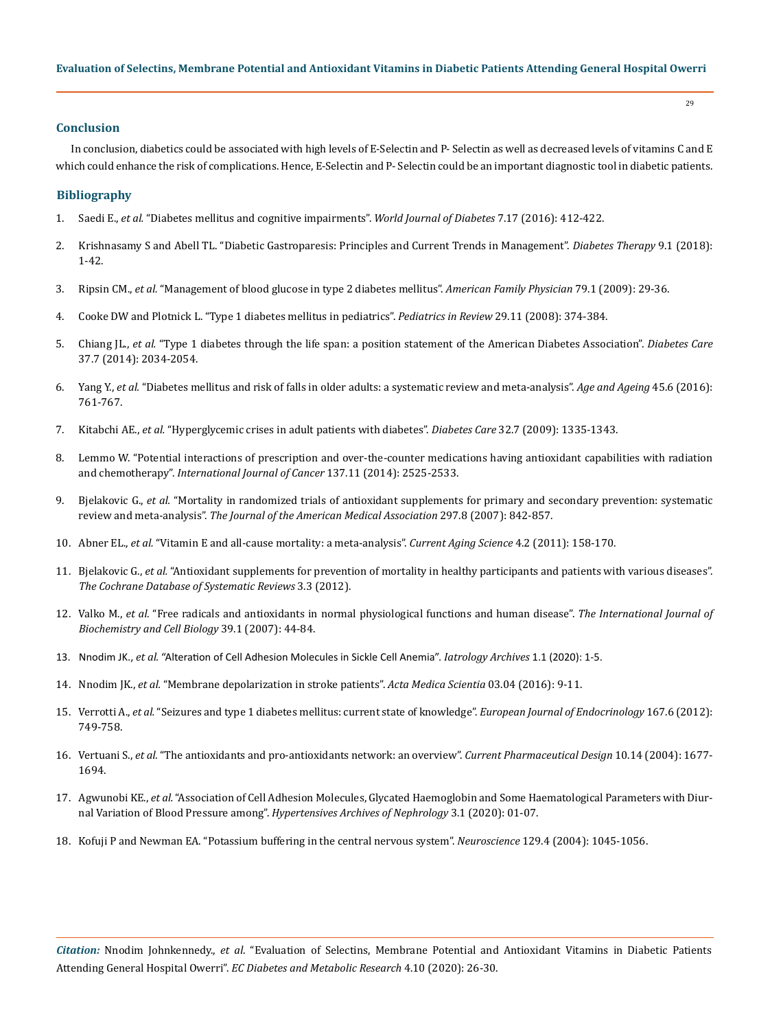## Conclusion

In conclusion, diabetics could be associated with high levels of E-Selectin and P- Selectin as well as decreased levels of vitamins C and E which could enhance the risk of complications. Hence, E-Selectin and P- Selectin could be an important diagnostic tool in diabetic patients.

## Bibliography

1. Saedi E., *et al.* "Diabetes mellitus and cognitive impairments". *World Journal of Diabetes* 7.17 (2016): 412-422.
2. Krishnasamy S and Abell TL. "Diabetic Gastroparesis: Principles and Current Trends in Management". *Diabetes Therapy* 9.1 (2018): 1-42.
3. Ripsin CM., *et al.* "Management of blood glucose in type 2 diabetes mellitus". *American Family Physician* 79.1 (2009): 29-36.
4. Cooke DW and Plotnick L. "Type 1 diabetes mellitus in pediatrics". *Pediatrics in Review* 29.11 (2008): 374-384.
5. Chiang JL., *et al.* "Type 1 diabetes through the life span: a position statement of the American Diabetes Association". *Diabetes Care* 37.7 (2014): 2034-2054.
6. Yang Y., *et al.* "Diabetes mellitus and risk of falls in older adults: a systematic review and meta-analysis". *Age and Ageing* 45.6 (2016): 761-767.
7. Kitabchi AE., *et al.* "Hyperglycemic crises in adult patients with diabetes". *Diabetes Care* 32.7 (2009): 1335-1343.
8. Lemmo W. "Potential interactions of prescription and over-the-counter medications having antioxidant capabilities with radiation and chemotherapy". *International Journal of Cancer* 137.11 (2014): 2525-2533.
9. Bjelakovic G., *et al.* "Mortality in randomized trials of antioxidant supplements for primary and secondary prevention: systematic review and meta-analysis". *The Journal of the American Medical Association* 297.8 (2007): 842-857.
10. Abner EL., *et al.* "Vitamin E and all-cause mortality: a meta-analysis". *Current Aging Science* 4.2 (2011): 158-170.
11. Bjelakovic G., *et al.* "Antioxidant supplements for prevention of mortality in healthy participants and patients with various diseases". *The Cochrane Database of Systematic Reviews* 3.3 (2012).
12. Valko M., *et al.* "Free radicals and antioxidants in normal physiological functions and human disease". *The International Journal of Biochemistry and Cell Biology* 39.1 (2007): 44-84.
13. Nnodim JK., *et al.* "Alteration of Cell Adhesion Molecules in Sickle Cell Anemia". *Iatrology Archives* 1.1 (2020): 1-5.
14. Nnodim JK., *et al.* "Membrane depolarization in stroke patients". *Acta Medica Scientia* 03.04 (2016): 9-11.
15. Verrotti A., *et al.* "Seizures and type 1 diabetes mellitus: current state of knowledge". *European Journal of Endocrinology* 167.6 (2012): 749-758.
16. Vertuani S., *et al.* "The antioxidants and pro-antioxidants network: an overview". *Current Pharmaceutical Design* 10.14 (2004): 1677-1694.
17. Agwunobi KE., *et al.* "Association of Cell Adhesion Molecules, Glycated Haemoglobin and Some Haematological Parameters with Diurnal Variation of Blood Pressure among". *Hypertensives Archives of Nephrology* 3.1 (2020): 01-07.
18. Kofuji P and Newman EA. "Potassium buffering in the central nervous system". *Neuroscience* 129.4 (2004): 1045-1056.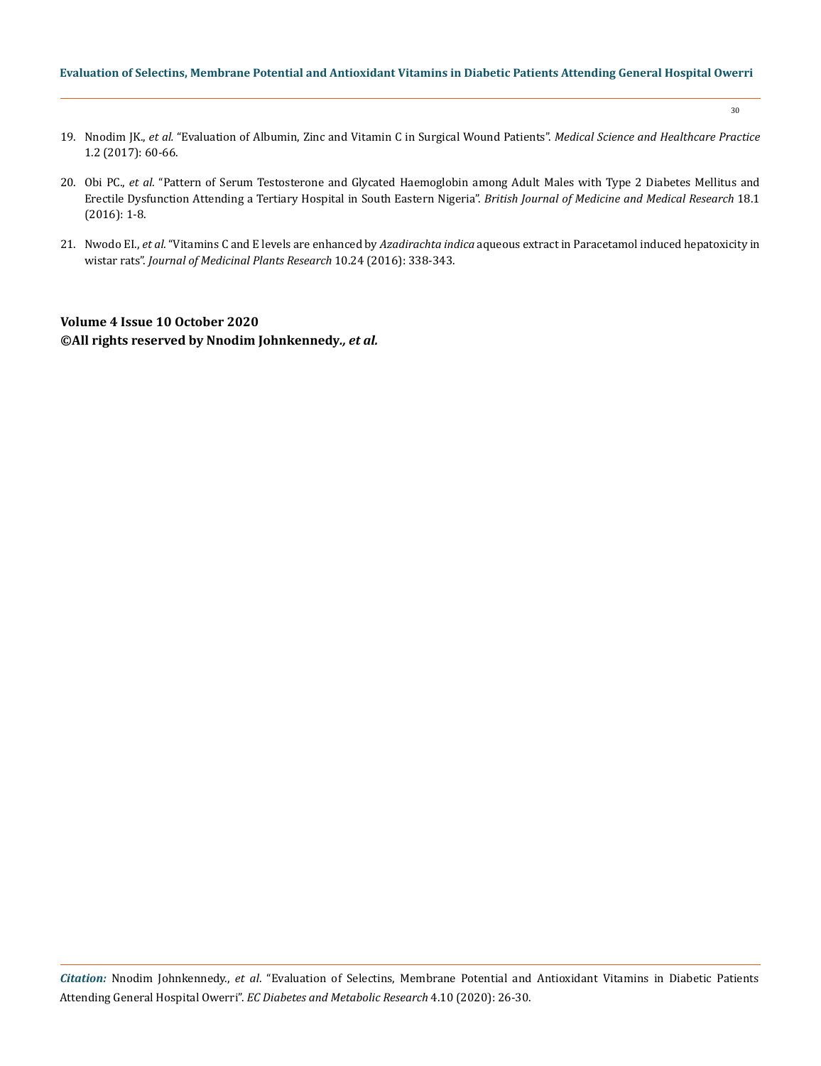19. Nnodim JK., *et al.* "Evaluation of Albumin, Zinc and Vitamin C in Surgical Wound Patients". *Medical Science and Healthcare Practice* 1.2 (2017): 60-66.

20. Obi PC., *et al.* "Pattern of Serum Testosterone and Glycated Haemoglobin among Adult Males with Type 2 Diabetes Mellitus and Erectile Dysfunction Attending a Tertiary Hospital in South Eastern Nigeria". *British Journal of Medicine and Medical Research* 18.1 (2016): 1-8.

21. Nwodo EI., *et al.* "Vitamins C and E levels are enhanced by *Azadirachta indica* aqueous extract in Paracetamol induced hepatoxicity in wistar rats". *Journal of Medicinal Plants Research* 10.24 (2016): 338-343.

**Volume 4 Issue 10 October 2020**
**©All rights reserved by Nnodim Johnkennedy*., et al.***